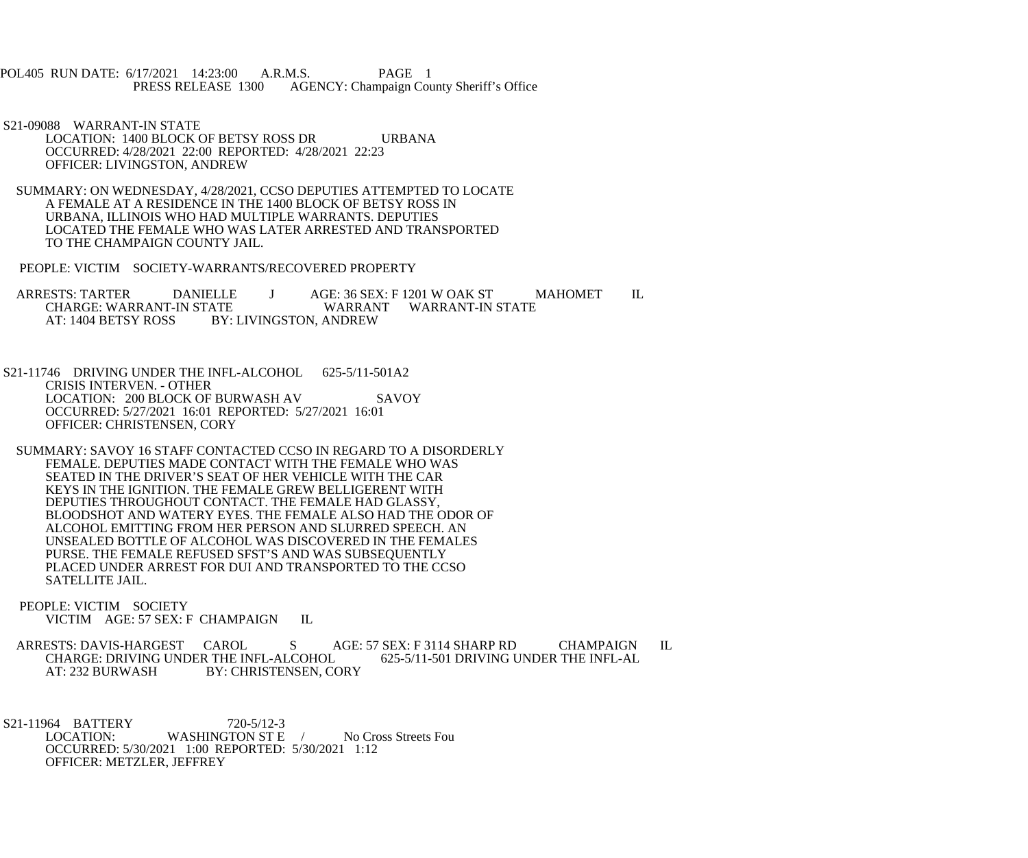POL405 RUN DATE: 6/17/2021 14:23:00 A.R.M.S. PAGE 1
PRESS RELEASE 1300 AGENCY: Champaign County Sheriff's Office

S21-09088 WARRANT-IN STATE
LOCATION: 1400 BLOCK OF BETSY ROSS DR URBANA
OCCURRED: 4/28/2021 22:00 REPORTED: 4/28/2021 22:23
OFFICER: LIVINGSTON, ANDREW

SUMMARY: ON WEDNESDAY, 4/28/2021, CCSO DEPUTIES ATTEMPTED TO LOCATE A FEMALE AT A RESIDENCE IN THE 1400 BLOCK OF BETSY ROSS IN URBANA, ILLINOIS WHO HAD MULTIPLE WARRANTS. DEPUTIES LOCATED THE FEMALE WHO WAS LATER ARRESTED AND TRANSPORTED TO THE CHAMPAIGN COUNTY JAIL.

PEOPLE: VICTIM SOCIETY-WARRANTS/RECOVERED PROPERTY

ARRESTS: TARTER DANIELLE J AGE: 36 SEX: F 1201 W OAK ST MAHOMET IL
CHARGE: WARRANT-IN STATE WARRANT WARRANT-IN STATE
AT: 1404 BETSY ROSS BY: LIVINGSTON, ANDREW

S21-11746 DRIVING UNDER THE INFL-ALCOHOL 625-5/11-501A2
CRISIS INTERVEN. - OTHER
LOCATION: 200 BLOCK OF BURWASH AV SAVOY
OCCURRED: 5/27/2021 16:01 REPORTED: 5/27/2021 16:01
OFFICER: CHRISTENSEN, CORY

SUMMARY: SAVOY 16 STAFF CONTACTED CCSO IN REGARD TO A DISORDERLY FEMALE. DEPUTIES MADE CONTACT WITH THE FEMALE WHO WAS SEATED IN THE DRIVER'S SEAT OF HER VEHICLE WITH THE CAR KEYS IN THE IGNITION. THE FEMALE GREW BELLIGERENT WITH DEPUTIES THROUGHOUT CONTACT. THE FEMALE HAD GLASSY, BLOODSHOT AND WATERY EYES. THE FEMALE ALSO HAD THE ODOR OF ALCOHOL EMITTING FROM HER PERSON AND SLURRED SPEECH. AN UNSEALED BOTTLE OF ALCOHOL WAS DISCOVERED IN THE FEMALES PURSE. THE FEMALE REFUSED SFST'S AND WAS SUBSEQUENTLY PLACED UNDER ARREST FOR DUI AND TRANSPORTED TO THE CCSO SATELLITE JAIL.

PEOPLE: VICTIM SOCIETY
VICTIM AGE: 57 SEX: F CHAMPAIGN IL

ARRESTS: DAVIS-HARGEST CAROL S AGE: 57 SEX: F 3114 SHARP RD CHAMPAIGN IL
CHARGE: DRIVING UNDER THE INFL-ALCOHOL 625-5/11-501 DRIVING UNDER THE INFL-AL
AT: 232 BURWASH BY: CHRISTENSEN, CORY

S21-11964 BATTERY 720-5/12-3
LOCATION: WASHINGTON ST E / No Cross Streets Fou
OCCURRED: 5/30/2021 1:00 REPORTED: 5/30/2021 1:12
OFFICER: METZLER, JEFFREY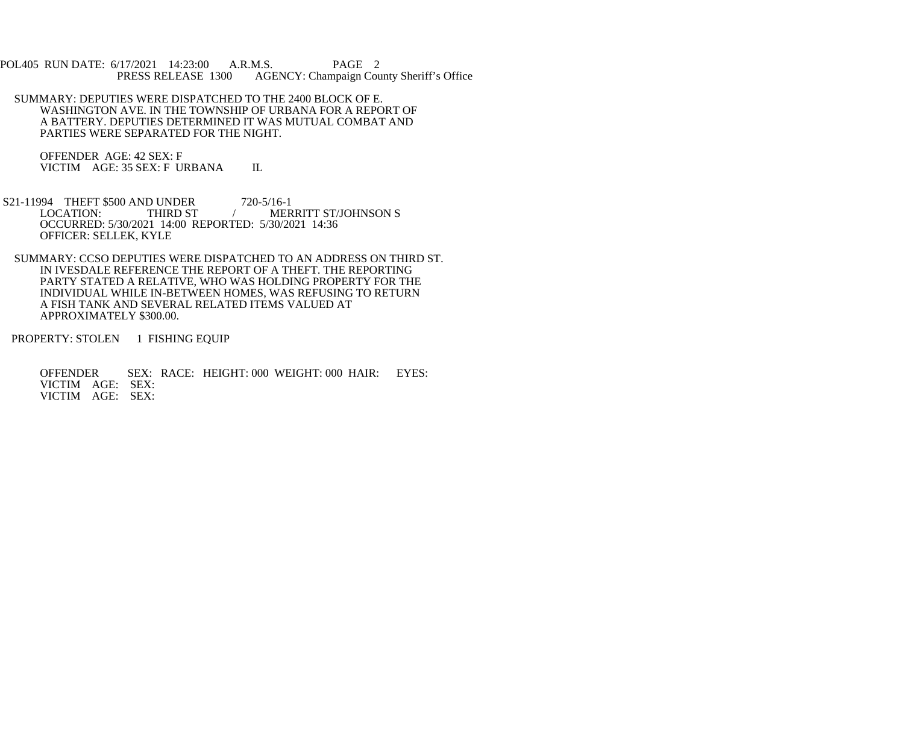SUMMARY: DEPUTIES WERE DISPATCHED TO THE 2400 BLOCK OF E. WASHINGTON AVE. IN THE TOWNSHIP OF URBANA FOR A REPORT OF A BATTERY. DEPUTIES DETERMINED IT WAS MUTUAL COMBAT AND PARTIES WERE SEPARATED FOR THE NIGHT.

OFFENDER AGE: 42 SEX: F
VICTIM AGE: 35 SEX: F URBANA IL

S21-11994 THEFT $500 AND UNDER 720-5/16-1
LOCATION: THIRD ST / MERRITT ST/JOHNSON S
OCCURRED: 5/30/2021 14:00 REPORTED: 5/30/2021 14:36
OFFICER: SELLEK, KYLE

SUMMARY: CCSO DEPUTIES WERE DISPATCHED TO AN ADDRESS ON THIRD ST. IN IVESDALE REFERENCE THE REPORT OF A THEFT. THE REPORTING PARTY STATED A RELATIVE, WHO WAS HOLDING PROPERTY FOR THE INDIVIDUAL WHILE IN-BETWEEN HOMES, WAS REFUSING TO RETURN A FISH TANK AND SEVERAL RELATED ITEMS VALUED AT APPROXIMATELY $300.00.

PROPERTY: STOLEN 1 FISHING EQUIP

OFFENDER SEX: RACE: HEIGHT: 000 WEIGHT: 000 HAIR: EYES:
VICTIM AGE: SEX:
VICTIM AGE: SEX: